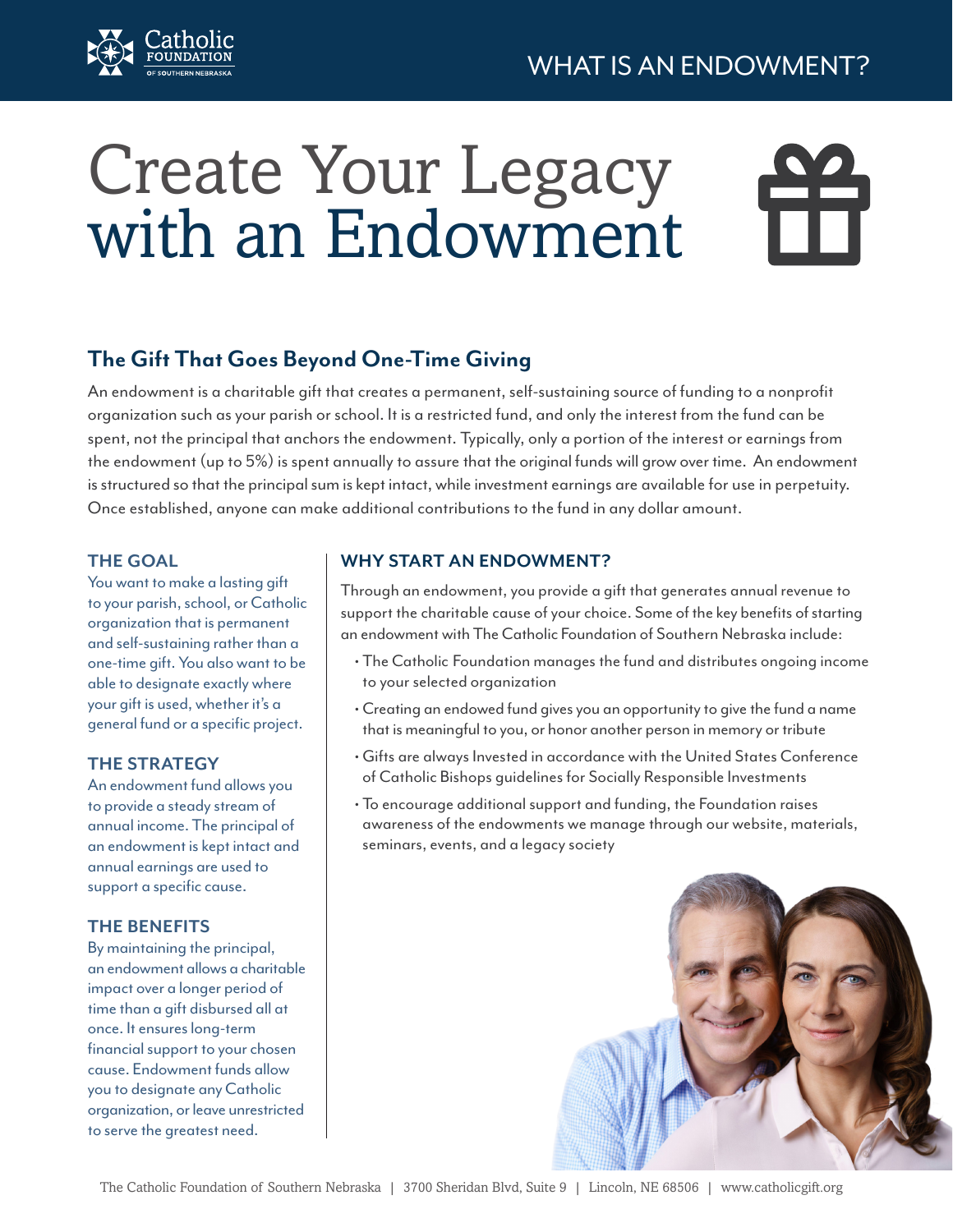WHAT IS AN ENDOWMENT?

# Create Your Legacy with an Endowment

## The Gift That Goes Beyond One-Time Giving

An endowment is a charitable gift that creates a permanent, self-sustaining source of funding to a nonprofit organization such as your parish or school. It is a restricted fund, and only the interest from the fund can be spent, not the principal that anchors the endowment. Typically, only a portion of the interest or earnings from the endowment (up to 5%) is spent annually to assure that the original funds will grow over time. An endowment is structured so that the principal sum is kept intact, while investment earnings are available for use in perpetuity. Once established, anyone can make additional contributions to the fund in any dollar amount.

### THE GOAL

You want to make a lasting gift to your parish, school, or Catholic organization that is permanent and self-sustaining rather than a one-time gift. You also want to be able to designate exactly where your gift is used, whether it's a general fund or a specific project.

### THE STRATEGY

An endowment fund allows you to provide a steady stream of annual income. The principal of an endowment is kept intact and annual earnings are used to support a specific cause.

### THE BENEFITS

By maintaining the principal, an endowment allows a charitable impact over a longer period of time than a gift disbursed all at once. It ensures long-term financial support to your chosen cause. Endowment funds allow you to designate any Catholic organization, or leave unrestricted to serve the greatest need.

### WHY START AN ENDOWMENT?

Through an endowment, you provide a gift that generates annual revenue to support the charitable cause of your choice. Some of the key benefits of starting an endowment with The Catholic Foundation of Southern Nebraska include:

- The Catholic Foundation manages the fund and distributes ongoing income to your selected organization
- Creating an endowed fund gives you an opportunity to give the fund a name that is meaningful to you, or honor another person in memory or tribute
- Gifts are always Invested in accordance with the United States Conference of Catholic Bishops guidelines for Socially Responsible Investments
- To encourage additional support and funding, the Foundation raises awareness of the endowments we manage through our website, materials, seminars, events, and a legacy society

The Catholic Foundation of Southern Nebraska | 3700 Sheridan Blvd, Suite 9 | Lincoln, NE 68506 | www.catholicgift.org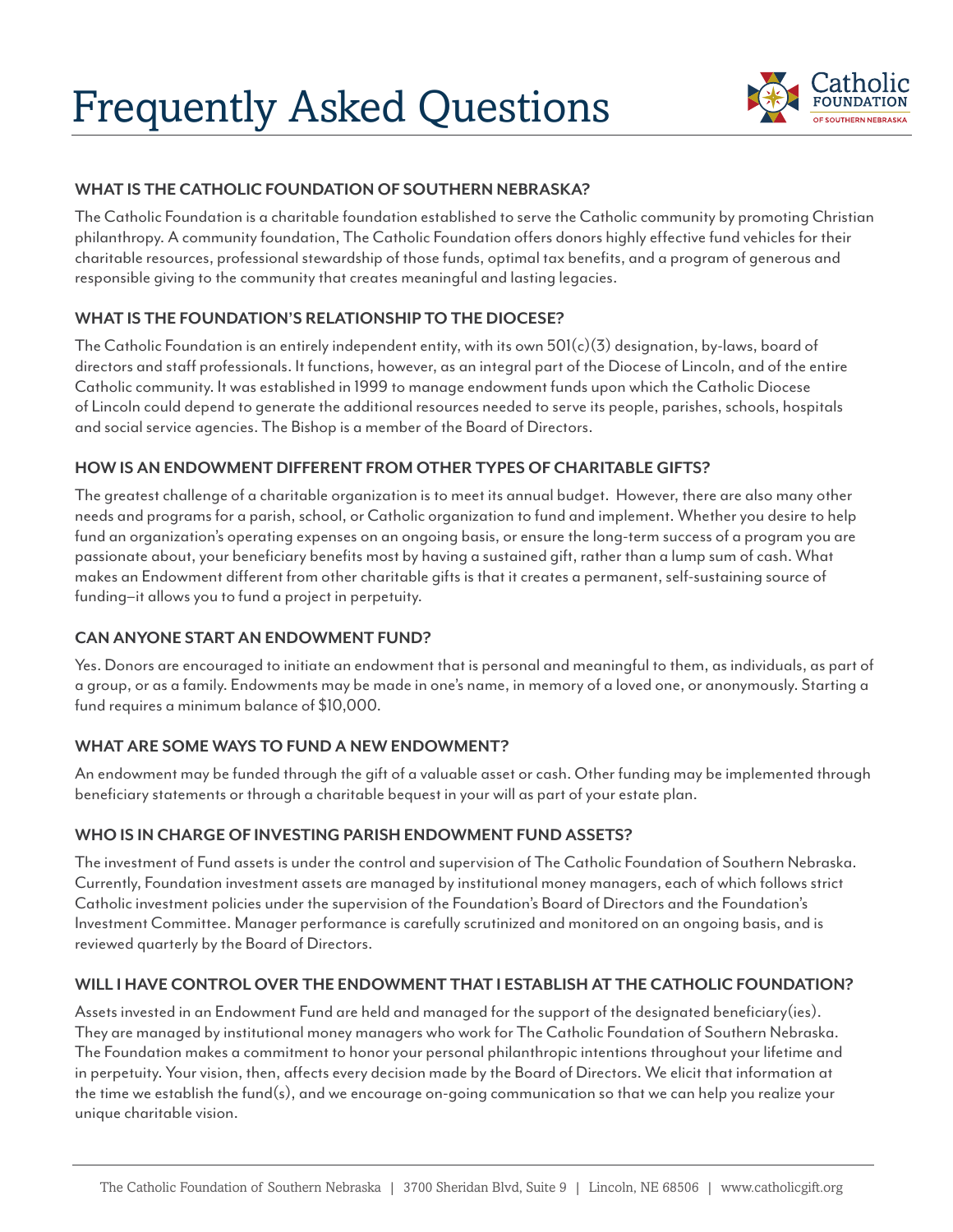# Frequently Asked Questions

### WHAT IS THE CATHOLIC FOUNDATION OF SOUTHERN NEBRASKA?

The Catholic Foundation is a charitable foundation established to serve the Catholic community by promoting Christian philanthropy. A community foundation, The Catholic Foundation offers donors highly effective fund vehicles for their charitable resources, professional stewardship of those funds, optimal tax benefits, and a program of generous and responsible giving to the community that creates meaningful and lasting legacies.

### WHAT IS THE FOUNDATION'S RELATIONSHIP TO THE DIOCESE?

The Catholic Foundation is an entirely independent entity, with its own 501(c)(3) designation, by-laws, board of directors and staff professionals. It functions, however, as an integral part of the Diocese of Lincoln, and of the entire Catholic community. It was established in 1999 to manage endowment funds upon which the Catholic Diocese of Lincoln could depend to generate the additional resources needed to serve its people, parishes, schools, hospitals and social service agencies. The Bishop is a member of the Board of Directors.

### HOW IS AN ENDOWMENT DIFFERENT FROM OTHER TYPES OF CHARITABLE GIFTS?

The greatest challenge of a charitable organization is to meet its annual budget. However, there are also many other needs and programs for a parish, school, or Catholic organization to fund and implement. Whether you desire to help fund an organization's operating expenses on an ongoing basis, or ensure the long-term success of a program you are passionate about, your beneficiary benefits most by having a sustained gift, rather than a lump sum of cash. What makes an Endowment different from other charitable gifts is that it creates a permanent, self-sustaining source of funding—it allows you to fund a project in perpetuity.

### CAN ANYONE START AN ENDOWMENT FUND?

Yes. Donors are encouraged to initiate an endowment that is personal and meaningful to them, as individuals, as part of a group, or as a family. Endowments may be made in one's name, in memory of a loved one, or anonymously. Starting a fund requires a minimum balance of $10,000.

### WHAT ARE SOME WAYS TO FUND A NEW ENDOWMENT?

An endowment may be funded through the gift of a valuable asset or cash. Other funding may be implemented through beneficiary statements or through a charitable bequest in your will as part of your estate plan.

### WHO IS IN CHARGE OF INVESTING PARISH ENDOWMENT FUND ASSETS?

The investment of Fund assets is under the control and supervision of The Catholic Foundation of Southern Nebraska. Currently, Foundation investment assets are managed by institutional money managers, each of which follows strict Catholic investment policies under the supervision of the Foundation's Board of Directors and the Foundation's Investment Committee. Manager performance is carefully scrutinized and monitored on an ongoing basis, and is reviewed quarterly by the Board of Directors.

### WILL I HAVE CONTROL OVER THE ENDOWMENT THAT I ESTABLISH AT THE CATHOLIC FOUNDATION?

Assets invested in an Endowment Fund are held and managed for the support of the designated beneficiary(ies). They are managed by institutional money managers who work for The Catholic Foundation of Southern Nebraska. The Foundation makes a commitment to honor your personal philanthropic intentions throughout your lifetime and in perpetuity. Your vision, then, affects every decision made by the Board of Directors. We elicit that information at the time we establish the fund(s), and we encourage on-going communication so that we can help you realize your unique charitable vision.

The Catholic Foundation of Southern Nebraska | 3700 Sheridan Blvd, Suite 9 | Lincoln, NE 68506 | www.catholicgift.org